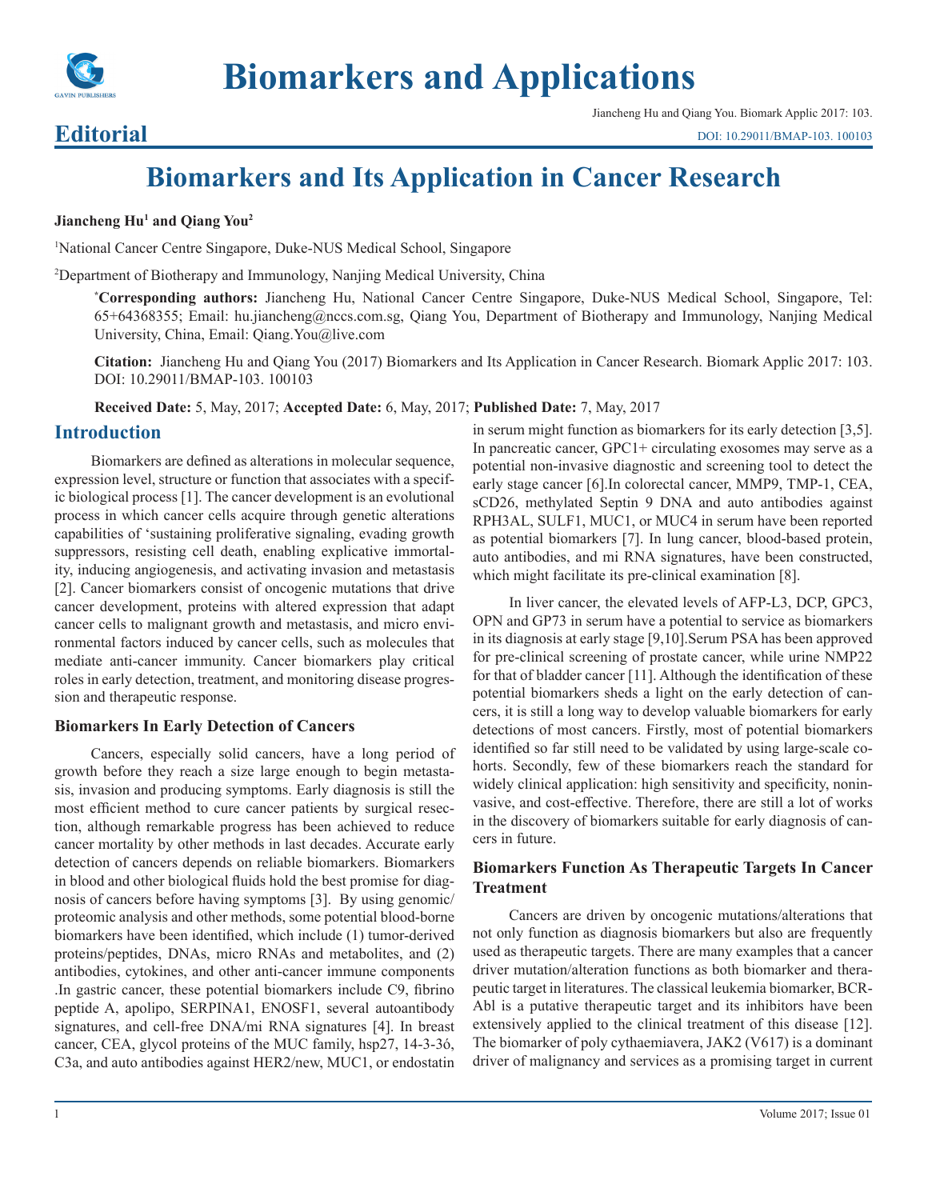# Biomarkers and Applications

## Editorial

Jiancheng Hu and Qiang You. Biomark Applic 2017: 103.
DOI: 10.29011/BMAP-103. 100103

# Biomarkers and Its Application in Cancer Research

**Jiancheng Hu[1] and Qiang You[2]**

[1]National Cancer Centre Singapore, Duke-NUS Medical School, Singapore

[2]Department of Biotherapy and Immunology, Nanjing Medical University, China

**\*Corresponding authors:** Jiancheng Hu, National Cancer Centre Singapore, Duke-NUS Medical School, Singapore, Tel: 65+64368355; Email: hu.jiancheng@nccs.com.sg, Qiang You, Department of Biotherapy and Immunology, Nanjing Medical University, China, Email: Qiang.You@live.com

**Citation:** Jiancheng Hu and Qiang You (2017) Biomarkers and Its Application in Cancer Research. Biomark Applic 2017: 103. DOI: 10.29011/BMAP-103. 100103

**Received Date:** 5, May, 2017; **Accepted Date:** 6, May, 2017; **Published Date:** 7, May, 2017

## Introduction

Biomarkers are defined as alterations in molecular sequence, expression level, structure or function that associates with a specific biological process [1]. The cancer development is an evolutional process in which cancer cells acquire through genetic alterations capabilities of 'sustaining proliferative signaling, evading growth suppressors, resisting cell death, enabling explicative immortality, inducing angiogenesis, and activating invasion and metastasis [2]. Cancer biomarkers consist of oncogenic mutations that drive cancer development, proteins with altered expression that adapt cancer cells to malignant growth and metastasis, and micro environmental factors induced by cancer cells, such as molecules that mediate anti-cancer immunity. Cancer biomarkers play critical roles in early detection, treatment, and monitoring disease progression and therapeutic response.

### Biomarkers In Early Detection of Cancers

Cancers, especially solid cancers, have a long period of growth before they reach a size large enough to begin metastasis, invasion and producing symptoms. Early diagnosis is still the most efficient method to cure cancer patients by surgical resection, although remarkable progress has been achieved to reduce cancer mortality by other methods in last decades. Accurate early detection of cancers depends on reliable biomarkers. Biomarkers in blood and other biological fluids hold the best promise for diagnosis of cancers before having symptoms [3]. By using genomic/proteomic analysis and other methods, some potential blood-borne biomarkers have been identified, which include (1) tumor-derived proteins/peptides, DNAs, micro RNAs and metabolites, and (2) antibodies, cytokines, and other anti-cancer immune components .In gastric cancer, these potential biomarkers include C9, fibrino peptide A, apolipo, SERPINA1, ENOSF1, several autoantibody signatures, and cell-free DNA/mi RNA signatures [4]. In breast cancer, CEA, glycol proteins of the MUC family, hsp27, 14-3-3ó, C3a, and auto antibodies against HER2/new, MUC1, or endostatin in serum might function as biomarkers for its early detection [3,5]. In pancreatic cancer, GPC1+ circulating exosomes may serve as a potential non-invasive diagnostic and screening tool to detect the early stage cancer [6].In colorectal cancer, MMP9, TMP-1, CEA, sCD26, methylated Septin 9 DNA and auto antibodies against RPH3AL, SULF1, MUC1, or MUC4 in serum have been reported as potential biomarkers [7]. In lung cancer, blood-based protein, auto antibodies, and mi RNA signatures, have been constructed, which might facilitate its pre-clinical examination [8].

In liver cancer, the elevated levels of AFP-L3, DCP, GPC3, OPN and GP73 in serum have a potential to service as biomarkers in its diagnosis at early stage [9,10].Serum PSA has been approved for pre-clinical screening of prostate cancer, while urine NMP22 for that of bladder cancer [11]. Although the identification of these potential biomarkers sheds a light on the early detection of cancers, it is still a long way to develop valuable biomarkers for early detections of most cancers. Firstly, most of potential biomarkers identified so far still need to be validated by using large-scale cohorts. Secondly, few of these biomarkers reach the standard for widely clinical application: high sensitivity and specificity, noninvasive, and cost-effective. Therefore, there are still a lot of works in the discovery of biomarkers suitable for early diagnosis of cancers in future.

### Biomarkers Function As Therapeutic Targets In Cancer Treatment

Cancers are driven by oncogenic mutations/alterations that not only function as diagnosis biomarkers but also are frequently used as therapeutic targets. There are many examples that a cancer driver mutation/alteration functions as both biomarker and therapeutic target in literatures. The classical leukemia biomarker, BCR-Abl is a putative therapeutic target and its inhibitors have been extensively applied to the clinical treatment of this disease [12]. The biomarker of poly cythaemiavera, JAK2 (V617) is a dominant driver of malignancy and services as a promising target in current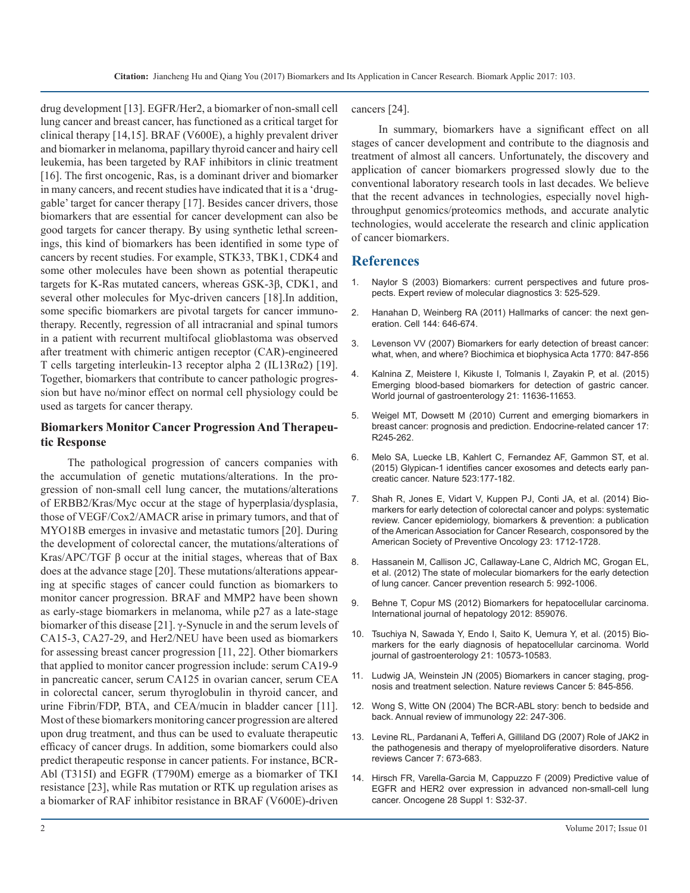drug development [13]. EGFR/Her2, a biomarker of non-small cell lung cancer and breast cancer, has functioned as a critical target for clinical therapy [14,15]. BRAF (V600E), a highly prevalent driver and biomarker in melanoma, papillary thyroid cancer and hairy cell leukemia, has been targeted by RAF inhibitors in clinic treatment [16]. The first oncogenic, Ras, is a dominant driver and biomarker in many cancers, and recent studies have indicated that it is a 'druggable' target for cancer therapy [17]. Besides cancer drivers, those biomarkers that are essential for cancer development can also be good targets for cancer therapy. By using synthetic lethal screenings, this kind of biomarkers has been identified in some type of cancers by recent studies. For example, STK33, TBK1, CDK4 and some other molecules have been shown as potential therapeutic targets for K-Ras mutated cancers, whereas GSK-3β, CDK1, and several other molecules for Myc-driven cancers [18].In addition, some specific biomarkers are pivotal targets for cancer immunotherapy. Recently, regression of all intracranial and spinal tumors in a patient with recurrent multifocal glioblastoma was observed after treatment with chimeric antigen receptor (CAR)-engineered T cells targeting interleukin-13 receptor alpha 2 (IL13Rα2) [19]. Together, biomarkers that contribute to cancer pathologic progression but have no/minor effect on normal cell physiology could be used as targets for cancer therapy.

### Biomarkers Monitor Cancer Progression And Therapeutic Response

The pathological progression of cancers companies with the accumulation of genetic mutations/alterations. In the progression of non-small cell lung cancer, the mutations/alterations of ERBB2/Kras/Myc occur at the stage of hyperplasia/dysplasia, those of VEGF/Cox2/AMACR arise in primary tumors, and that of MYO18B emerges in invasive and metastatic tumors [20]. During the development of colorectal cancer, the mutations/alterations of Kras/APC/TGF β occur at the initial stages, whereas that of Bax does at the advance stage [20]. These mutations/alterations appearing at specific stages of cancer could function as biomarkers to monitor cancer progression. BRAF and MMP2 have been shown as early-stage biomarkers in melanoma, while p27 as a late-stage biomarker of this disease [21]. γ-Synucle in and the serum levels of CA15-3, CA27-29, and Her2/NEU have been used as biomarkers for assessing breast cancer progression [11, 22]. Other biomarkers that applied to monitor cancer progression include: serum CA19-9 in pancreatic cancer, serum CA125 in ovarian cancer, serum CEA in colorectal cancer, serum thyroglobulin in thyroid cancer, and urine Fibrin/FDP, BTA, and CEA/mucin in bladder cancer [11]. Most of these biomarkers monitoring cancer progression are altered upon drug treatment, and thus can be used to evaluate therapeutic efficacy of cancer drugs. In addition, some biomarkers could also predict therapeutic response in cancer patients. For instance, BCR-Abl (T315I) and EGFR (T790M) emerge as a biomarker of TKI resistance [23], while Ras mutation or RTK up regulation arises as a biomarker of RAF inhibitor resistance in BRAF (V600E)-driven cancers [24].

In summary, biomarkers have a significant effect on all stages of cancer development and contribute to the diagnosis and treatment of almost all cancers. Unfortunately, the discovery and application of cancer biomarkers progressed slowly due to the conventional laboratory research tools in last decades. We believe that the recent advances in technologies, especially novel high-throughput genomics/proteomics methods, and accurate analytic technologies, would accelerate the research and clinic application of cancer biomarkers.

## References

1. Naylor S (2003) Biomarkers: current perspectives and future prospects. Expert review of molecular diagnostics 3: 525-529.
2. Hanahan D, Weinberg RA (2011) Hallmarks of cancer: the next generation. Cell 144: 646-674.
3. Levenson VV (2007) Biomarkers for early detection of breast cancer: what, when, and where? Biochimica et biophysica Acta 1770: 847-856
4. Kalnina Z, Meistere I, Kikuste I, Tolmanis I, Zayakin P, et al. (2015) Emerging blood-based biomarkers for detection of gastric cancer. World journal of gastroenterology 21: 11636-11653.
5. Weigel MT, Dowsett M (2010) Current and emerging biomarkers in breast cancer: prognosis and prediction. Endocrine-related cancer 17: R245-262.
6. Melo SA, Luecke LB, Kahlert C, Fernandez AF, Gammon ST, et al. (2015) Glypican-1 identifies cancer exosomes and detects early pancreatic cancer. Nature 523:177-182.
7. Shah R, Jones E, Vidart V, Kuppen PJ, Conti JA, et al. (2014) Biomarkers for early detection of colorectal cancer and polyps: systematic review. Cancer epidemiology, biomarkers & prevention: a publication of the American Association for Cancer Research, cosponsored by the American Society of Preventive Oncology 23: 1712-1728.
8. Hassanein M, Callison JC, Callaway-Lane C, Aldrich MC, Grogan EL, et al. (2012) The state of molecular biomarkers for the early detection of lung cancer. Cancer prevention research 5: 992-1006.
9. Behne T, Copur MS (2012) Biomarkers for hepatocellular carcinoma. International journal of hepatology 2012: 859076.
10. Tsuchiya N, Sawada Y, Endo I, Saito K, Uemura Y, et al. (2015) Biomarkers for the early diagnosis of hepatocellular carcinoma. World journal of gastroenterology 21: 10573-10583.
11. Ludwig JA, Weinstein JN (2005) Biomarkers in cancer staging, prognosis and treatment selection. Nature reviews Cancer 5: 845-856.
12. Wong S, Witte ON (2004) The BCR-ABL story: bench to bedside and back. Annual review of immunology 22: 247-306.
13. Levine RL, Pardanani A, Tefferi A, Gilliland DG (2007) Role of JAK2 in the pathogenesis and therapy of myeloproliferative disorders. Nature reviews Cancer 7: 673-683.
14. Hirsch FR, Varella-Garcia M, Cappuzzo F (2009) Predictive value of EGFR and HER2 over expression in advanced non-small-cell lung cancer. Oncogene 28 Suppl 1: S32-37.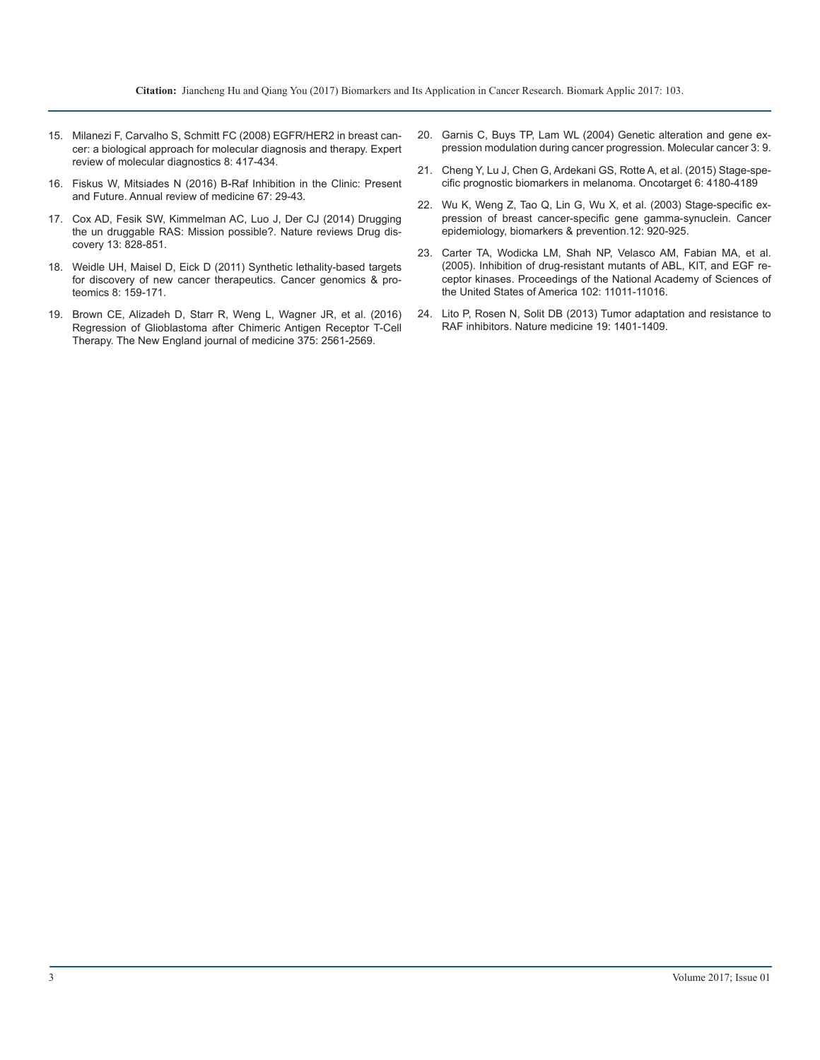15. Milanezi F, Carvalho S, Schmitt FC (2008) EGFR/HER2 in breast cancer: a biological approach for molecular diagnosis and therapy. Expert review of molecular diagnostics 8: 417-434.

16. Fiskus W, Mitsiades N (2016) B-Raf Inhibition in the Clinic: Present and Future. Annual review of medicine 67: 29-43.

17. Cox AD, Fesik SW, Kimmelman AC, Luo J, Der CJ (2014) Drugging the un druggable RAS: Mission possible?. Nature reviews Drug discovery 13: 828-851.

18. Weidle UH, Maisel D, Eick D (2011) Synthetic lethality-based targets for discovery of new cancer therapeutics. Cancer genomics & proteomics 8: 159-171.

19. Brown CE, Alizadeh D, Starr R, Weng L, Wagner JR, et al. (2016) Regression of Glioblastoma after Chimeric Antigen Receptor T-Cell Therapy. The New England journal of medicine 375: 2561-2569.

20. Garnis C, Buys TP, Lam WL (2004) Genetic alteration and gene expression modulation during cancer progression. Molecular cancer 3: 9.

21. Cheng Y, Lu J, Chen G, Ardekani GS, Rotte A, et al. (2015) Stage-specific prognostic biomarkers in melanoma. Oncotarget 6: 4180-4189

22. Wu K, Weng Z, Tao Q, Lin G, Wu X, et al. (2003) Stage-specific expression of breast cancer-specific gene gamma-synuclein. Cancer epidemiology, biomarkers & prevention.12: 920-925.

23. Carter TA, Wodicka LM, Shah NP, Velasco AM, Fabian MA, et al. (2005). Inhibition of drug-resistant mutants of ABL, KIT, and EGF receptor kinases. Proceedings of the National Academy of Sciences of the United States of America 102: 11011-11016.

24. Lito P, Rosen N, Solit DB (2013) Tumor adaptation and resistance to RAF inhibitors. Nature medicine 19: 1401-1409.